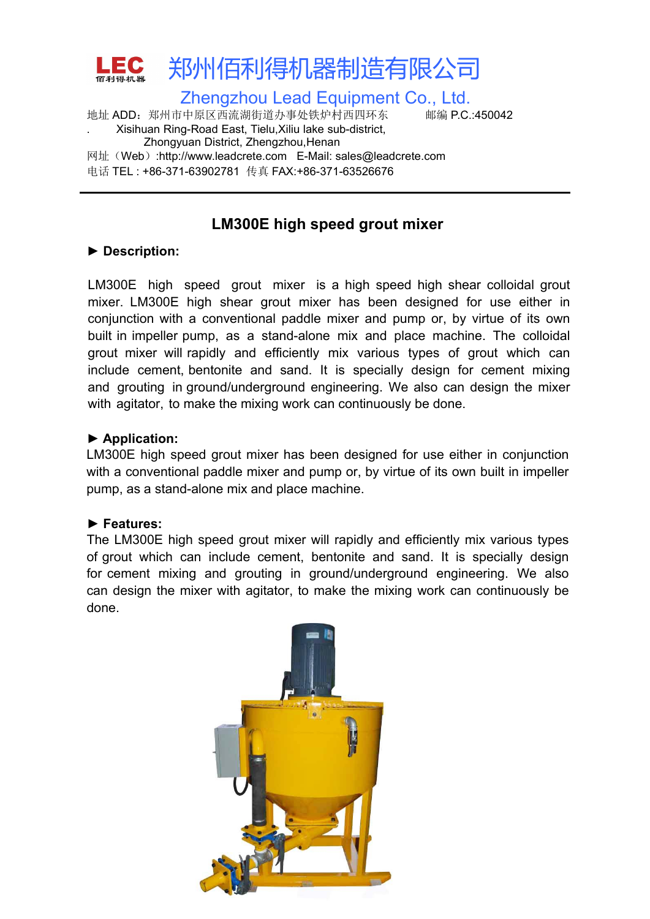# LEC 佰利得机器 郑州佰利得机器制造有限公司

## Zhengzhou Lead Equipment Co., Ltd.

地址 ADD：郑州市中原区西流湖街道办事处铁炉村西四环东 邮编 P.C.:450042

. Xisihuan Ring-Road East, Tielu,Xiliu lake sub-district, Zhongyuan District, Zhengzhou,Henan

网址（Web）:http://www.leadcrete.com E-Mail: sales@leadcrete.com

电话 TEL : +86-371-63902781 传真 FAX:+86-371-63526676

---

## LM300E high speed grout mixer

**► Description:**

LM300E high speed grout mixer is a high speed high shear colloidal grout mixer. LM300E high shear grout mixer has been designed for use either in conjunction with a conventional paddle mixer and pump or, by virtue of its own built in impeller pump, as a stand-alone mix and place machine. The colloidal grout mixer will rapidly and efficiently mix various types of grout which can include cement, bentonite and sand. It is specially design for cement mixing and grouting in ground/underground engineering. We also can design the mixer with agitator, to make the mixing work can continuously be done.

**► Application:**

LM300E high speed grout mixer has been designed for use either in conjunction with a conventional paddle mixer and pump or, by virtue of its own built in impeller pump, as a stand-alone mix and place machine.

**► Features:**

The LM300E high speed grout mixer will rapidly and efficiently mix various types of grout which can include cement, bentonite and sand. It is specially design for cement mixing and grouting in ground/underground engineering. We also can design the mixer with agitator, to make the mixing work can continuously be done.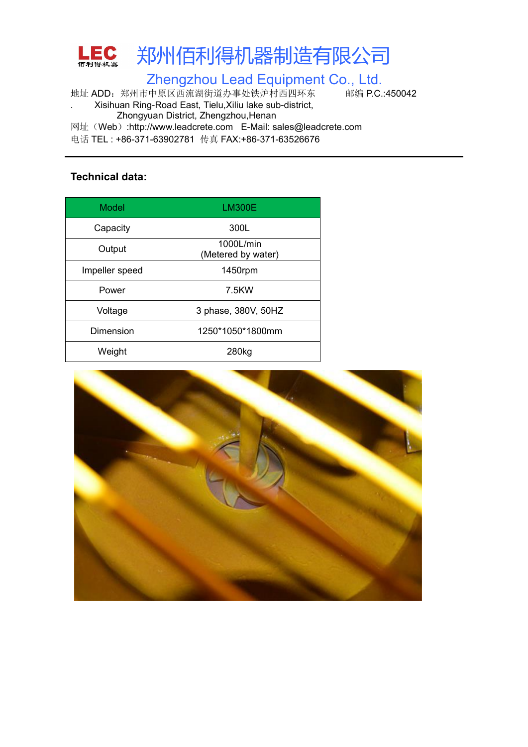# 郑州佰利得机器制造有限公司

## Zhengzhou Lead Equipment Co., Ltd.

地址 ADD：郑州市中原区西流湖街道办事处铁炉村西四环东 邮编 P.C.:450042

. Xisihuan Ring-Road East, Tielu,Xiliu lake sub-district, Zhongyuan District, Zhengzhou,Henan

网址（Web）:http://www.leadcrete.com E-Mail: sales@leadcrete.com

电话 TEL : +86-371-63902781 传真 FAX:+86-371-63526676

**Technical data:**

| Model | LM300E |
| --- | --- |
| Capacity | 300L |
| Output | 1000L/min (Metered by water) |
| Impeller speed | 1450rpm |
| Power | 7.5KW |
| Voltage | 3 phase, 380V, 50HZ |
| Dimension | 1250*1050*1800mm |
| Weight | 280kg |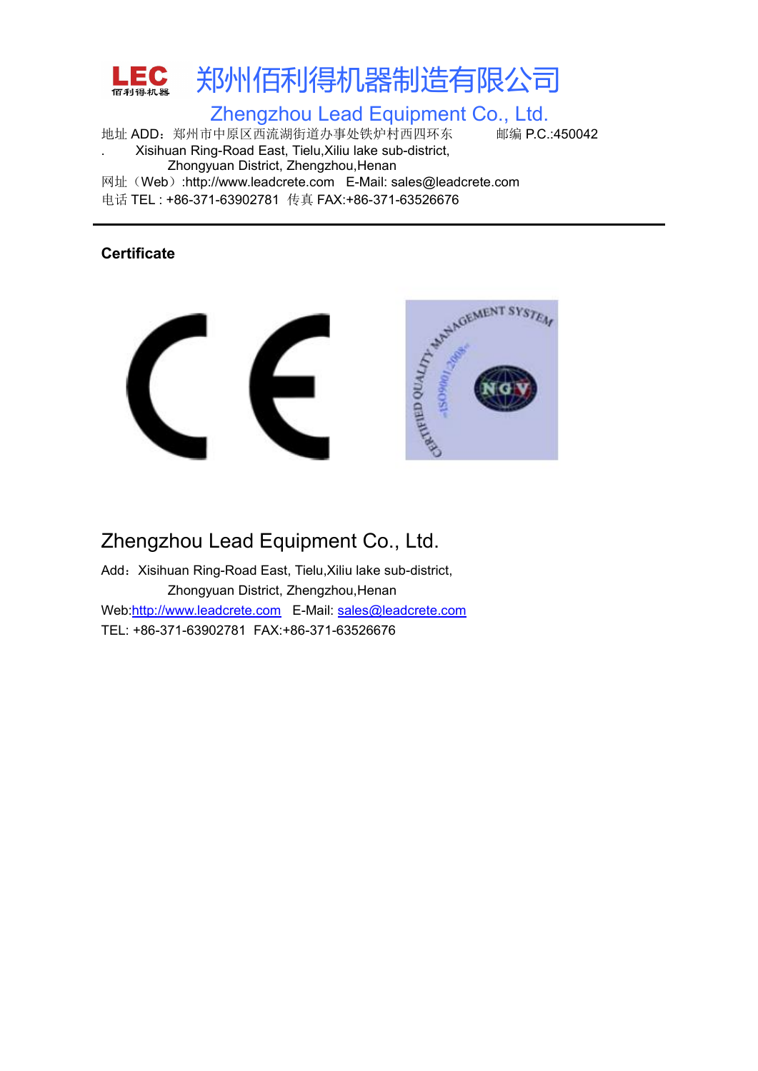# 郑州佰利得机器制造有限公司

## Zhengzhou Lead Equipment Co., Ltd.

地址 ADD：郑州市中原区西流湖街道办事处铁炉村西四环东　　邮编 P.C.:450042

. Xisihuan Ring-Road East, Tielu,Xiliu lake sub-district,
Zhongyuan District, Zhengzhou,Henan

网址（Web）:http://www.leadcrete.com　E-Mail: sales@leadcrete.com

电话 TEL : +86-371-63902781　传真 FAX:+86-371-63526676

---

**Certificate**

CERTIFIED QUALITY MANAGEMENT SYSTEM

-ISO9001:2008-

NGV

## Zhengzhou Lead Equipment Co., Ltd.

Add：Xisihuan Ring-Road East, Tielu,Xiliu lake sub-district,
Zhongyuan District, Zhengzhou,Henan

Web:http://www.leadcrete.com　E-Mail: sales@leadcrete.com

TEL: +86-371-63902781　FAX:+86-371-63526676